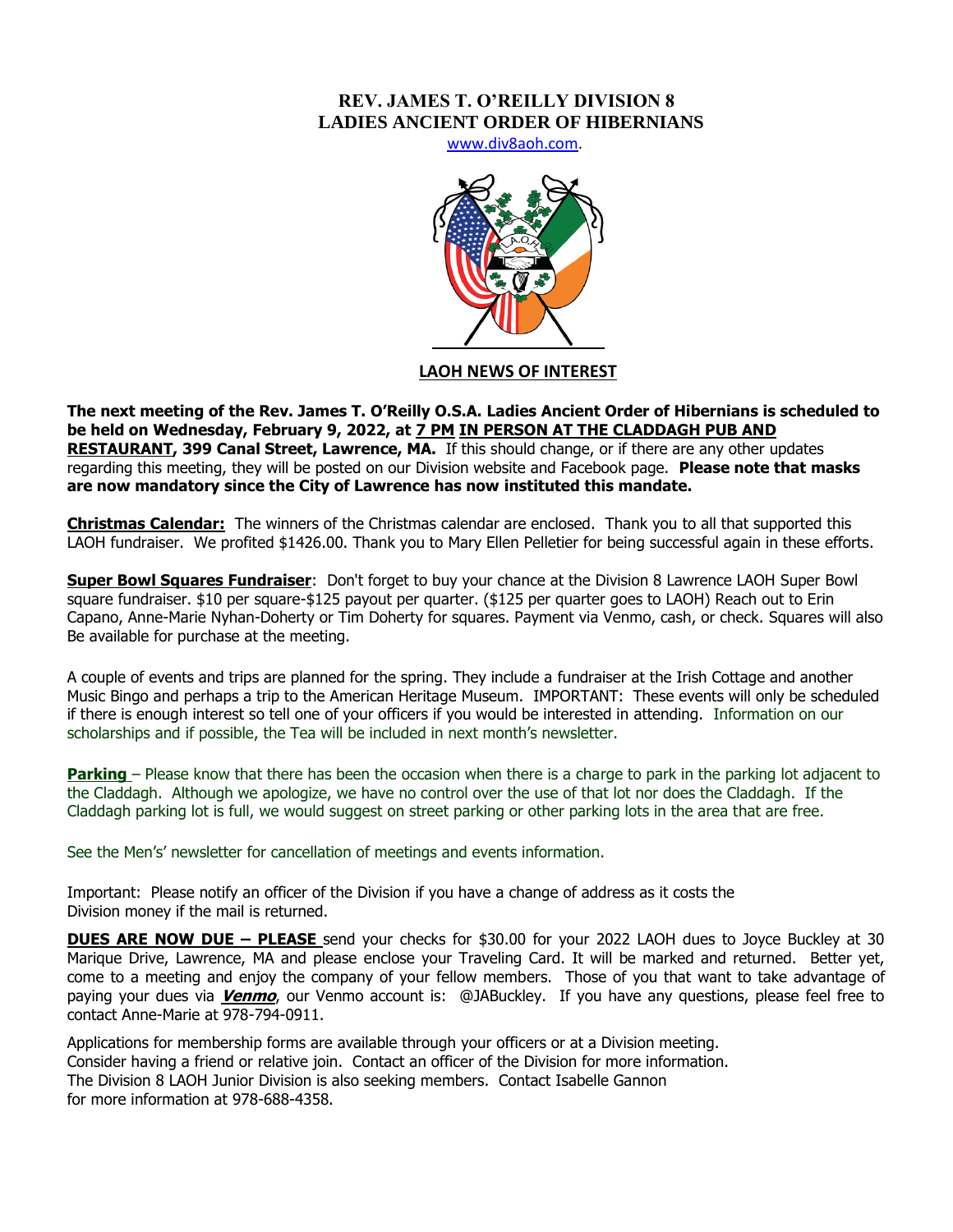# REV. JAMES T. O'REILLY DIVISION 8
# LADIES ANCIENT ORDER OF HIBERNIANS

www.div8aoh.com.

## LAOH NEWS OF INTEREST

**The next meeting of the Rev. James T. O'Reilly O.S.A. Ladies Ancient Order of Hibernians is scheduled to be held on Wednesday, February 9, 2022, at 7 PM IN PERSON AT THE CLADDAGH PUB AND RESTAURANT, 399 Canal Street, Lawrence, MA.** If this should change, or if there are any other updates regarding this meeting, they will be posted on our Division website and Facebook page. **Please note that masks are now mandatory since the City of Lawrence has now instituted this mandate.**

**Christmas Calendar:** The winners of the Christmas calendar are enclosed. Thank you to all that supported this LAOH fundraiser. We profited $1426.00. Thank you to Mary Ellen Pelletier for being successful again in these efforts.

**Super Bowl Squares Fundraiser**: Don't forget to buy your chance at the Division 8 Lawrence LAOH Super Bowl square fundraiser. $10 per square-$125 payout per quarter. ($125 per quarter goes to LAOH) Reach out to Erin Capano, Anne-Marie Nyhan-Doherty or Tim Doherty for squares. Payment via Venmo, cash, or check. Squares will also Be available for purchase at the meeting.

A couple of events and trips are planned for the spring. They include a fundraiser at the Irish Cottage and another Music Bingo and perhaps a trip to the American Heritage Museum. IMPORTANT: These events will only be scheduled if there is enough interest so tell one of your officers if you would be interested in attending. Information on our scholarships and if possible, the Tea will be included in next month's newsletter.

**Parking** – Please know that there has been the occasion when there is a charge to park in the parking lot adjacent to the Claddagh. Although we apologize, we have no control over the use of that lot nor does the Claddagh. If the Claddagh parking lot is full, we would suggest on street parking or other parking lots in the area that are free.

See the Men's' newsletter for cancellation of meetings and events information.

Important: Please notify an officer of the Division if you have a change of address as it costs the Division money if the mail is returned.

**DUES ARE NOW DUE – PLEASE** send your checks for $30.00 for your 2022 LAOH dues to Joyce Buckley at 30 Marique Drive, Lawrence, MA and please enclose your Traveling Card. It will be marked and returned. Better yet, come to a meeting and enjoy the company of your fellow members. Those of you that want to take advantage of paying your dues via ***Venmo***, our Venmo account is: @JABuckley. If you have any questions, please feel free to contact Anne-Marie at 978-794-0911.

Applications for membership forms are available through your officers or at a Division meeting. Consider having a friend or relative join. Contact an officer of the Division for more information. The Division 8 LAOH Junior Division is also seeking members. Contact Isabelle Gannon for more information at 978-688-4358.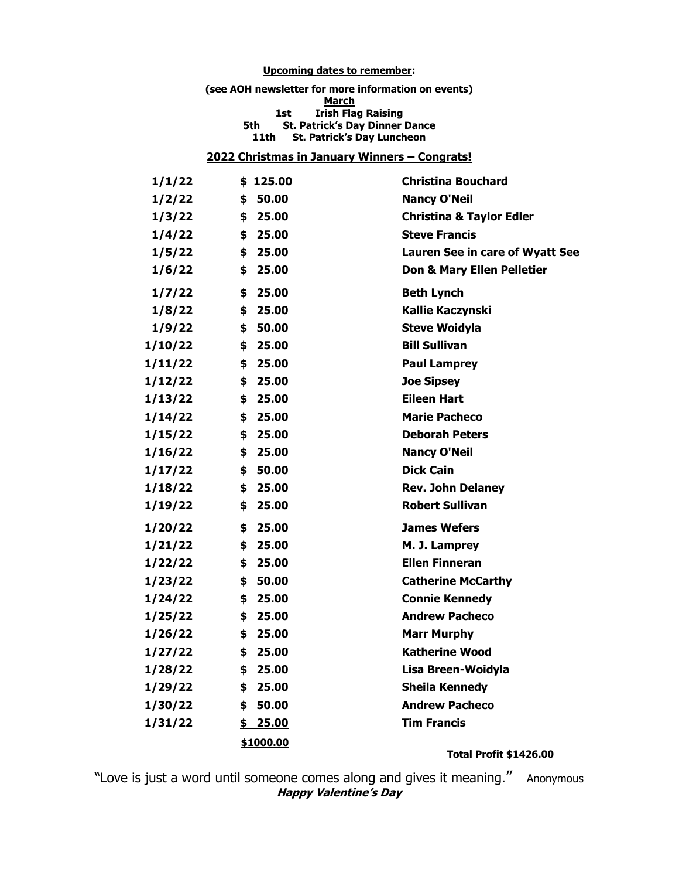**Upcoming dates to remember:**

**(see AOH newsletter for more information on events)**

**March**

**1st Irish Flag Raising**
**5th St. Patrick's Day Dinner Dance**
**11th St. Patrick's Day Luncheon**

**2022 Christmas in January Winners – Congrats!**

| | | |
|---|---|---|
| **1/1/22** | **$ 125.00** | **Christina Bouchard** |
| **1/2/22** | **$ 50.00** | **Nancy O'Neil** |
| **1/3/22** | **$ 25.00** | **Christina & Taylor Edler** |
| **1/4/22** | **$ 25.00** | **Steve Francis** |
| **1/5/22** | **$ 25.00** | **Lauren See in care of Wyatt See** |
| **1/6/22** | **$ 25.00** | **Don & Mary Ellen Pelletier** |
| **1/7/22** | **$ 25.00** | **Beth Lynch** |
| **1/8/22** | **$ 25.00** | **Kallie Kaczynski** |
| **1/9/22** | **$ 50.00** | **Steve Woidyla** |
| **1/10/22** | **$ 25.00** | **Bill Sullivan** |
| **1/11/22** | **$ 25.00** | **Paul Lamprey** |
| **1/12/22** | **$ 25.00** | **Joe Sipsey** |
| **1/13/22** | **$ 25.00** | **Eileen Hart** |
| **1/14/22** | **$ 25.00** | **Marie Pacheco** |
| **1/15/22** | **$ 25.00** | **Deborah Peters** |
| **1/16/22** | **$ 25.00** | **Nancy O'Neil** |
| **1/17/22** | **$ 50.00** | **Dick Cain** |
| **1/18/22** | **$ 25.00** | **Rev. John Delaney** |
| **1/19/22** | **$ 25.00** | **Robert Sullivan** |
| **1/20/22** | **$ 25.00** | **James Wefers** |
| **1/21/22** | **$ 25.00** | **M. J. Lamprey** |
| **1/22/22** | **$ 25.00** | **Ellen Finneran** |
| **1/23/22** | **$ 50.00** | **Catherine McCarthy** |
| **1/24/22** | **$ 25.00** | **Connie Kennedy** |
| **1/25/22** | **$ 25.00** | **Andrew Pacheco** |
| **1/26/22** | **$ 25.00** | **Marr Murphy** |
| **1/27/22** | **$ 25.00** | **Katherine Wood** |
| **1/28/22** | **$ 25.00** | **Lisa Breen-Woidyla** |
| **1/29/22** | **$ 25.00** | **Sheila Kennedy** |
| **1/30/22** | **$ 50.00** | **Andrew Pacheco** |
| **1/31/22** | **$ 25.00** | **Tim Francis** |
| | **$1000.00** | |

**Total Profit $1426.00**

"Love is just a word until someone comes along and gives it meaning." Anonymous

***Happy Valentine's Day***